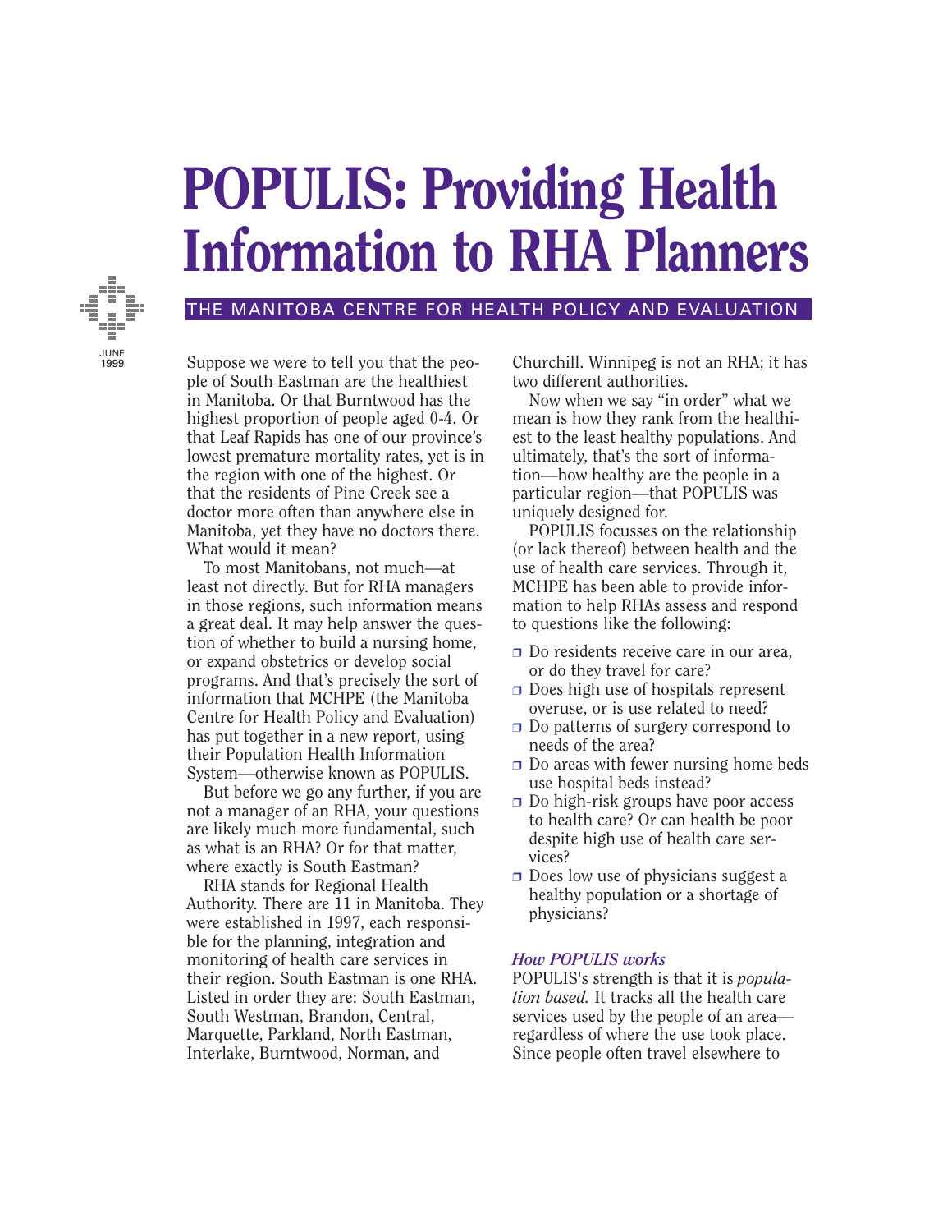# POPULIS: Providing Health Information to RHA Planners

THE MANITOBA CENTRE FOR HEALTH POLICY AND EVALUATION

JUNE 1999

Suppose we were to tell you that the people of South Eastman are the healthiest in Manitoba. Or that Burntwood has the highest proportion of people aged 0-4. Or that Leaf Rapids has one of our province's lowest premature mortality rates, yet is in the region with one of the highest. Or that the residents of Pine Creek see a doctor more often than anywhere else in Manitoba, yet they have no doctors there. What would it mean?

To most Manitobans, not much—at least not directly. But for RHA managers in those regions, such information means a great deal. It may help answer the question of whether to build a nursing home, or expand obstetrics or develop social programs. And that's precisely the sort of information that MCHPE (the Manitoba Centre for Health Policy and Evaluation) has put together in a new report, using their Population Health Information System—otherwise known as POPULIS.

But before we go any further, if you are not a manager of an RHA, your questions are likely much more fundamental, such as what is an RHA? Or for that matter, where exactly is South Eastman?

RHA stands for Regional Health Authority. There are 11 in Manitoba. They were established in 1997, each responsible for the planning, integration and monitoring of health care services in their region. South Eastman is one RHA. Listed in order they are: South Eastman, South Westman, Brandon, Central, Marquette, Parkland, North Eastman, Interlake, Burntwood, Norman, and Churchill. Winnipeg is not an RHA; it has two different authorities.

Now when we say "in order" what we mean is how they rank from the healthiest to the least healthy populations. And ultimately, that's the sort of information—how healthy are the people in a particular region—that POPULIS was uniquely designed for.

POPULIS focusses on the relationship (or lack thereof) between health and the use of health care services. Through it, MCHPE has been able to provide information to help RHAs assess and respond to questions like the following:

- Do residents receive care in our area, or do they travel for care?
- Does high use of hospitals represent overuse, or is use related to need?
- Do patterns of surgery correspond to needs of the area?
- Do areas with fewer nursing home beds use hospital beds instead?
- Do high-risk groups have poor access to health care? Or can health be poor despite high use of health care services?
- Does low use of physicians suggest a healthy population or a shortage of physicians?

### *How POPULIS works*

POPULIS's strength is that it is *population based.* It tracks all the health care services used by the people of an area—regardless of where the use took place. Since people often travel elsewhere to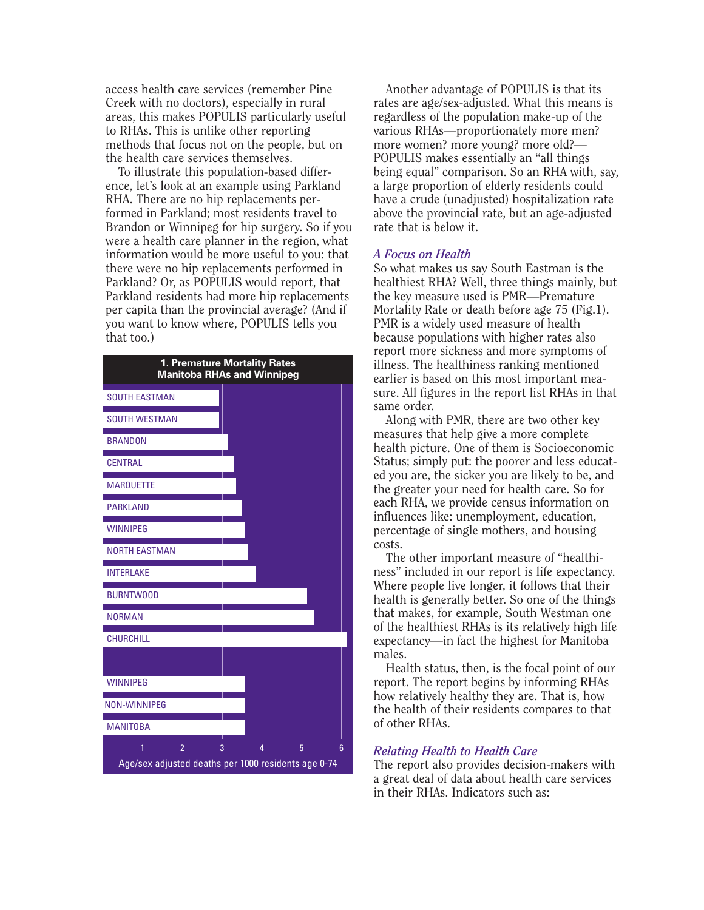access health care services (remember Pine Creek with no doctors), especially in rural areas, this makes POPULIS particularly useful to RHAs. This is unlike other reporting methods that focus not on the people, but on the health care services themselves.

To illustrate this population-based difference, let's look at an example using Parkland RHA. There are no hip replacements performed in Parkland; most residents travel to Brandon or Winnipeg for hip surgery. So if you were a health care planner in the region, what information would be more useful to you: that there were no hip replacements performed in Parkland? Or, as POPULIS would report, that Parkland residents had more hip replacements per capita than the provincial average? (And if you want to know where, POPULIS tells you that too.)

**1. Premature Mortality Rates Manitoba RHAs and Winnipeg**

| Region |
|---|
| SOUTH EASTMAN |
| SOUTH WESTMAN |
| BRANDON |
| CENTRAL |
| MARQUETTE |
| PARKLAND |
| WINNIPEG |
| NORTH EASTMAN |
| INTERLAKE |
| BURNTWOOD |
| NORMAN |
| CHURCHILL |
| WINNIPEG |
| NON-WINNIPEG |
| MANITOBA |

Age/sex adjusted deaths per 1000 residents age 0-74

Another advantage of POPULIS is that its rates are age/sex-adjusted. What this means is regardless of the population make-up of the various RHAs—proportionately more men? more women? more young? more old?—POPULIS makes essentially an "all things being equal" comparison. So an RHA with, say, a large proportion of elderly residents could have a crude (unadjusted) hospitalization rate above the provincial rate, but an age-adjusted rate that is below it.

### *A Focus on Health*

So what makes us say South Eastman is the healthiest RHA? Well, three things mainly, but the key measure used is PMR—Premature Mortality Rate or death before age 75 (Fig.1). PMR is a widely used measure of health because populations with higher rates also report more sickness and more symptoms of illness. The healthiness ranking mentioned earlier is based on this most important measure. All figures in the report list RHAs in that same order.

Along with PMR, there are two other key measures that help give a more complete health picture. One of them is Socioeconomic Status; simply put: the poorer and less educated you are, the sicker you are likely to be, and the greater your need for health care. So for each RHA, we provide census information on influences like: unemployment, education, percentage of single mothers, and housing costs.

The other important measure of "healthiness" included in our report is life expectancy. Where people live longer, it follows that their health is generally better. So one of the things that makes, for example, South Westman one of the healthiest RHAs is its relatively high life expectancy—in fact the highest for Manitoba males.

Health status, then, is the focal point of our report. The report begins by informing RHAs how relatively healthy they are. That is, how the health of their residents compares to that of other RHAs.

### *Relating Health to Health Care*

The report also provides decision-makers with a great deal of data about health care services in their RHAs. Indicators such as: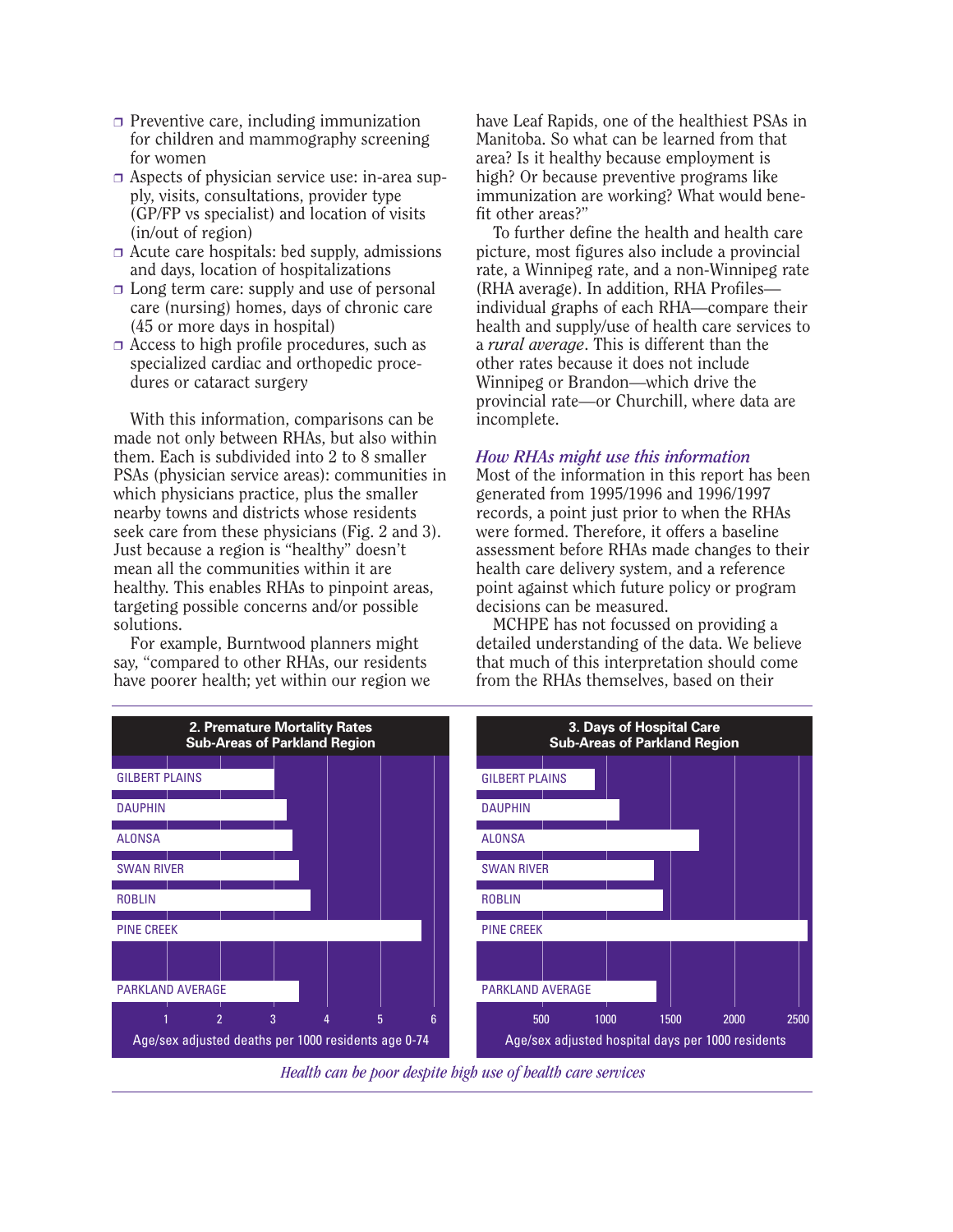- Preventive care, including immunization for children and mammography screening for women
- Aspects of physician service use: in-area supply, visits, consultations, provider type (GP/FP vs specialist) and location of visits (in/out of region)
- Acute care hospitals: bed supply, admissions and days, location of hospitalizations
- Long term care: supply and use of personal care (nursing) homes, days of chronic care (45 or more days in hospital)
- Access to high profile procedures, such as specialized cardiac and orthopedic procedures or cataract surgery

With this information, comparisons can be made not only between RHAs, but also within them. Each is subdivided into 2 to 8 smaller PSAs (physician service areas): communities in which physicians practice, plus the smaller nearby towns and districts whose residents seek care from these physicians (Fig. 2 and 3). Just because a region is "healthy" doesn't mean all the communities within it are healthy. This enables RHAs to pinpoint areas, targeting possible concerns and/or possible solutions.

For example, Burntwood planners might say, "compared to other RHAs, our residents have poorer health; yet within our region we have Leaf Rapids, one of the healthiest PSAs in Manitoba. So what can be learned from that area? Is it healthy because employment is high? Or because preventive programs like immunization are working? What would benefit other areas?"

To further define the health and health care picture, most figures also include a provincial rate, a Winnipeg rate, and a non-Winnipeg rate (RHA average). In addition, RHA Profiles—individual graphs of each RHA—compare their health and supply/use of health care services to a *rural average*. This is different than the other rates because it does not include Winnipeg or Brandon—which drive the provincial rate—or Churchill, where data are incomplete.

### *How RHAs might use this information*

Most of the information in this report has been generated from 1995/1996 and 1996/1997 records, a point just prior to when the RHAs were formed. Therefore, it offers a baseline assessment before RHAs made changes to their health care delivery system, and a reference point against which future policy or program decisions can be measured.

MCHPE has not focussed on providing a detailed understanding of the data. We believe that much of this interpretation should come from the RHAs themselves, based on their

**2. Premature Mortality Rates**
**Sub-Areas of Parkland Region**

| Sub-Area |
|---|
| GILBERT PLAINS |
| DAUPHIN |
| ALONSA |
| SWAN RIVER |
| ROBLIN |
| PINE CREEK |
| PARKLAND AVERAGE |

Age/sex adjusted deaths per 1000 residents age 0-74 (axis: 1, 2, 3, 4, 5, 6)

**3. Days of Hospital Care**
**Sub-Areas of Parkland Region**

| Sub-Area |
|---|
| GILBERT PLAINS |
| DAUPHIN |
| ALONSA |
| SWAN RIVER |
| ROBLIN |
| PINE CREEK |
| PARKLAND AVERAGE |

Age/sex adjusted hospital days per 1000 residents (axis: 500, 1000, 1500, 2000, 2500)

*Health can be poor despite high use of health care services*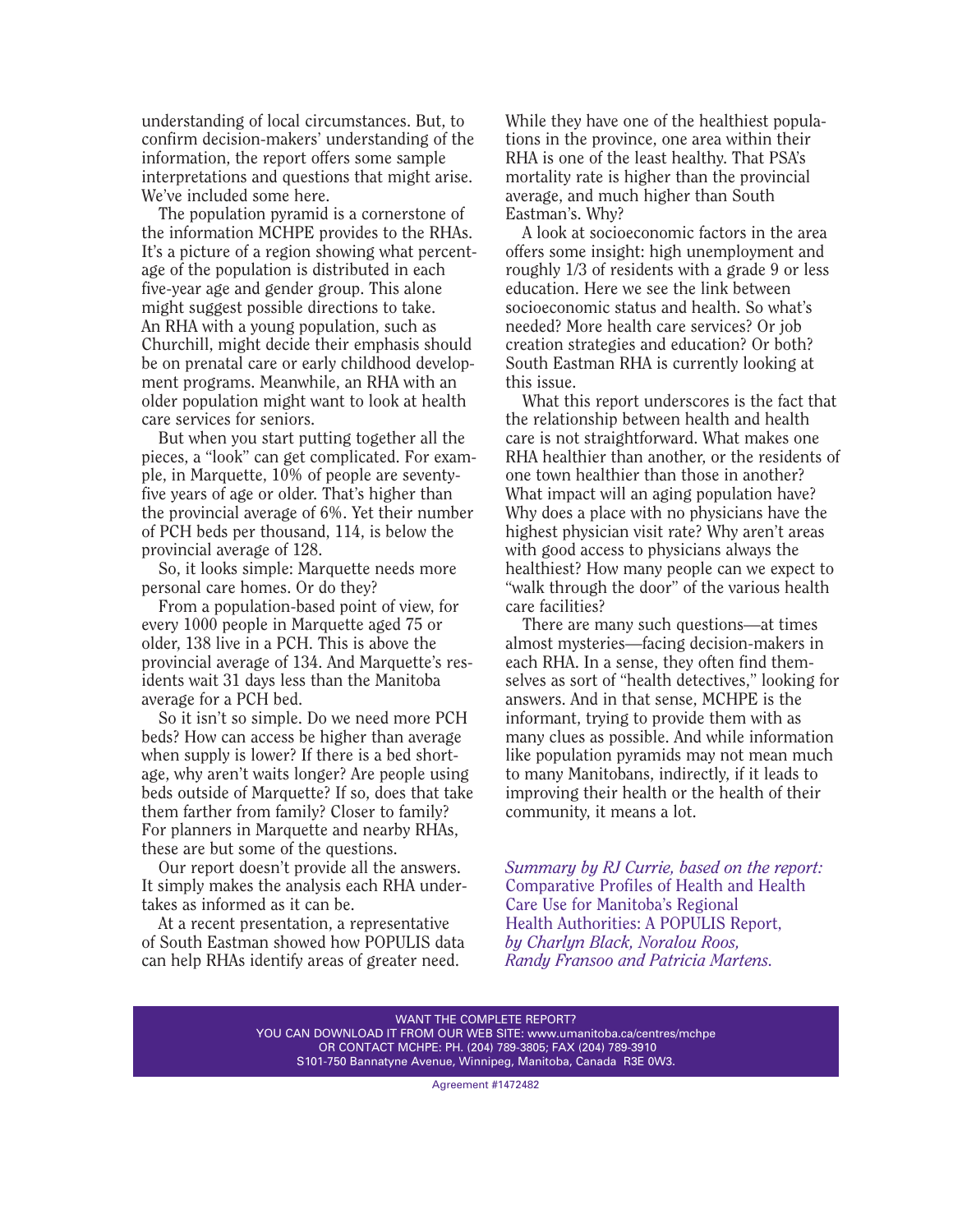understanding of local circumstances. But, to confirm decision-makers' understanding of the information, the report offers some sample interpretations and questions that might arise. We've included some here.

The population pyramid is a cornerstone of the information MCHPE provides to the RHAs. It's a picture of a region showing what percentage of the population is distributed in each five-year age and gender group. This alone might suggest possible directions to take. An RHA with a young population, such as Churchill, might decide their emphasis should be on prenatal care or early childhood development programs. Meanwhile, an RHA with an older population might want to look at health care services for seniors.

But when you start putting together all the pieces, a "look" can get complicated. For example, in Marquette, 10% of people are seventy-five years of age or older. That's higher than the provincial average of 6%. Yet their number of PCH beds per thousand, 114, is below the provincial average of 128.

So, it looks simple: Marquette needs more personal care homes. Or do they?

From a population-based point of view, for every 1000 people in Marquette aged 75 or older, 138 live in a PCH. This is above the provincial average of 134. And Marquette's residents wait 31 days less than the Manitoba average for a PCH bed.

So it isn't so simple. Do we need more PCH beds? How can access be higher than average when supply is lower? If there is a bed shortage, why aren't waits longer? Are people using beds outside of Marquette? If so, does that take them farther from family? Closer to family? For planners in Marquette and nearby RHAs, these are but some of the questions.

Our report doesn't provide all the answers. It simply makes the analysis each RHA undertakes as informed as it can be.

At a recent presentation, a representative of South Eastman showed how POPULIS data can help RHAs identify areas of greater need. While they have one of the healthiest populations in the province, one area within their RHA is one of the least healthy. That PSA's mortality rate is higher than the provincial average, and much higher than South Eastman's. Why?

A look at socioeconomic factors in the area offers some insight: high unemployment and roughly 1/3 of residents with a grade 9 or less education. Here we see the link between socioeconomic status and health. So what's needed? More health care services? Or job creation strategies and education? Or both? South Eastman RHA is currently looking at this issue.

What this report underscores is the fact that the relationship between health and health care is not straightforward. What makes one RHA healthier than another, or the residents of one town healthier than those in another? What impact will an aging population have? Why does a place with no physicians have the highest physician visit rate? Why aren't areas with good access to physicians always the healthiest? How many people can we expect to "walk through the door" of the various health care facilities?

There are many such questions—at times almost mysteries—facing decision-makers in each RHA. In a sense, they often find themselves as sort of "health detectives," looking for answers. And in that sense, MCHPE is the informant, trying to provide them with as many clues as possible. And while information like population pyramids may not mean much to many Manitobans, indirectly, if it leads to improving their health or the health of their community, it means a lot.

*Summary by RJ Currie, based on the report:* Comparative Profiles of Health and Health Care Use for Manitoba's Regional Health Authorities: A POPULIS Report, *by Charlyn Black, Noralou Roos, Randy Fransoo and Patricia Martens.*

WANT THE COMPLETE REPORT?
YOU CAN DOWNLOAD IT FROM OUR WEB SITE: www.umanitoba.ca/centres/mchpe
OR CONTACT MCHPE: PH. (204) 789-3805; FAX (204) 789-3910
S101-750 Bannatyne Avenue, Winnipeg, Manitoba, Canada R3E 0W3.

Agreement #1472482